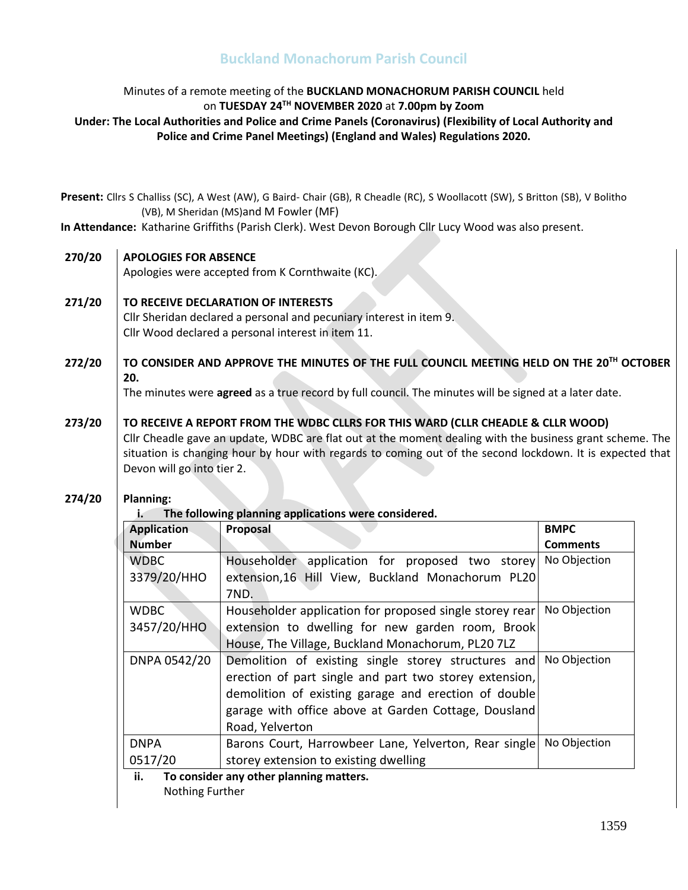# Buckland Monachorum Parish Council

Minutes of a remote meeting of the **BUCKLAND MONACHORUM PARISH COUNCIL** held on **TUESDAY 24TH NOVEMBER 2020** at **7.00pm by Zoom**

**Under: The Local Authorities and Police and Crime Panels (Coronavirus) (Flexibility of Local Authority and Police and Crime Panel Meetings) (England and Wales) Regulations 2020.**

**Present:** Cllrs S Challiss (SC), A West (AW), G Baird- Chair (GB), R Cheadle (RC), S Woollacott (SW), S Britton (SB), V Bolitho (VB), M Sheridan (MS)and M Fowler (MF)

**In Attendance:** Katharine Griffiths (Parish Clerk). West Devon Borough Cllr Lucy Wood was also present.

**270/20 APOLOGIES FOR ABSENCE**

Apologies were accepted from K Cornthwaite (KC).

**271/20 TO RECEIVE DECLARATION OF INTERESTS**

Cllr Sheridan declared a personal and pecuniary interest in item 9.
Cllr Wood declared a personal interest in item 11.

**272/20 TO CONSIDER AND APPROVE THE MINUTES OF THE FULL COUNCIL MEETING HELD ON THE 20TH OCTOBER 20.**

The minutes were **agreed** as a true record by full council. The minutes will be signed at a later date.

**273/20 TO RECEIVE A REPORT FROM THE WDBC CLLRS FOR THIS WARD (CLLR CHEADLE & CLLR WOOD)**

Cllr Cheadle gave an update, WDBC are flat out at the moment dealing with the business grant scheme. The situation is changing hour by hour with regards to coming out of the second lockdown. It is expected that Devon will go into tier 2.

**274/20 Planning:**

i. **The following planning applications were considered.**

| Application Number | Proposal | BMPC Comments |
|---|---|---|
| WDBC 3379/20/HHO | Householder application for proposed two storey extension,16 Hill View, Buckland Monachorum PL20 7ND. | No Objection |
| WDBC 3457/20/HHO | Householder application for proposed single storey rear extension to dwelling for new garden room, Brook House, The Village, Buckland Monachorum, PL20 7LZ | No Objection |
| DNPA 0542/20 | Demolition of existing single storey structures and erection of part single and part two storey extension, demolition of existing garage and erection of double garage with office above at Garden Cottage, Dousland Road, Yelverton | No Objection |
| DNPA 0517/20 | Barons Court, Harrowbeer Lane, Yelverton, Rear single storey extension to existing dwelling | No Objection |

ii. **To consider any other planning matters.**

Nothing Further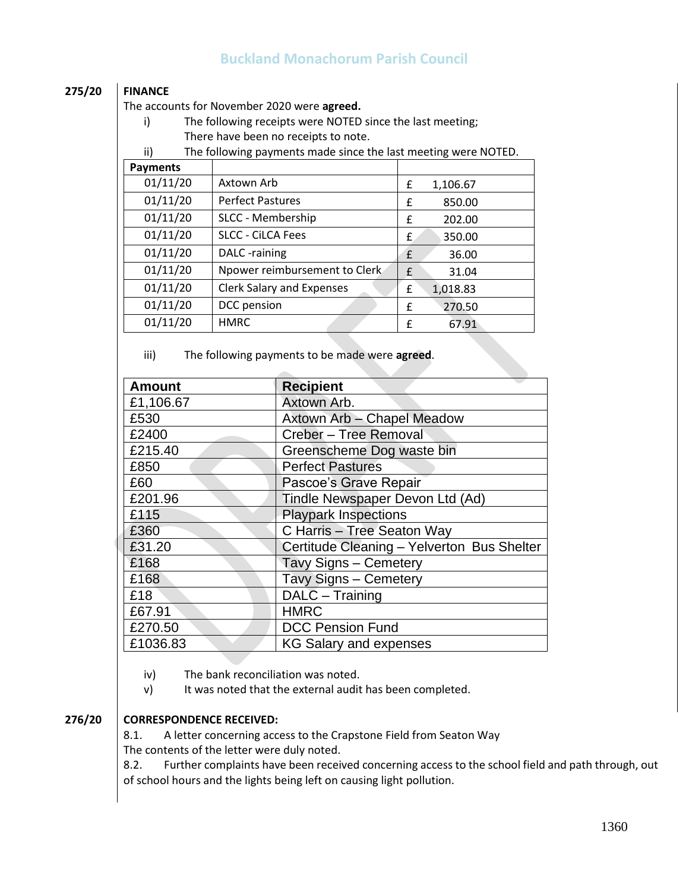**275/20 FINANCE**

The accounts for November 2020 were **agreed.**

i) The following receipts were NOTED since the last meeting;
There have been no receipts to note.

ii) The following payments made since the last meeting were NOTED.

| Payments | | |
|---|---|---|
| 01/11/20 | Axtown Arb | £ 1,106.67 |
| 01/11/20 | Perfect Pastures | £ 850.00 |
| 01/11/20 | SLCC - Membership | £ 202.00 |
| 01/11/20 | SLCC - CiLCA Fees | £ 350.00 |
| 01/11/20 | DALC -raining | £ 36.00 |
| 01/11/20 | Npower reimbursement to Clerk | £ 31.04 |
| 01/11/20 | Clerk Salary and Expenses | £ 1,018.83 |
| 01/11/20 | DCC pension | £ 270.50 |
| 01/11/20 | HMRC | £ 67.91 |

iii) The following payments to be made were **agreed**.

| Amount | Recipient |
|---|---|
| £1,106.67 | Axtown Arb. |
| £530 | Axtown Arb – Chapel Meadow |
| £2400 | Creber – Tree Removal |
| £215.40 | Greenscheme Dog waste bin |
| £850 | Perfect Pastures |
| £60 | Pascoe's Grave Repair |
| £201.96 | Tindle Newspaper Devon Ltd (Ad) |
| £115 | Playpark Inspections |
| £360 | C Harris – Tree Seaton Way |
| £31.20 | Certitude Cleaning – Yelverton Bus Shelter |
| £168 | Tavy Signs – Cemetery |
| £168 | Tavy Signs – Cemetery |
| £18 | DALC – Training |
| £67.91 | HMRC |
| £270.50 | DCC Pension Fund |
| £1036.83 | KG Salary and expenses |

iv) The bank reconciliation was noted.

v) It was noted that the external audit has been completed.

**276/20 CORRESPONDENCE RECEIVED:**

8.1. A letter concerning access to the Crapstone Field from Seaton Way
The contents of the letter were duly noted.

8.2. Further complaints have been received concerning access to the school field and path through, out of school hours and the lights being left on causing light pollution.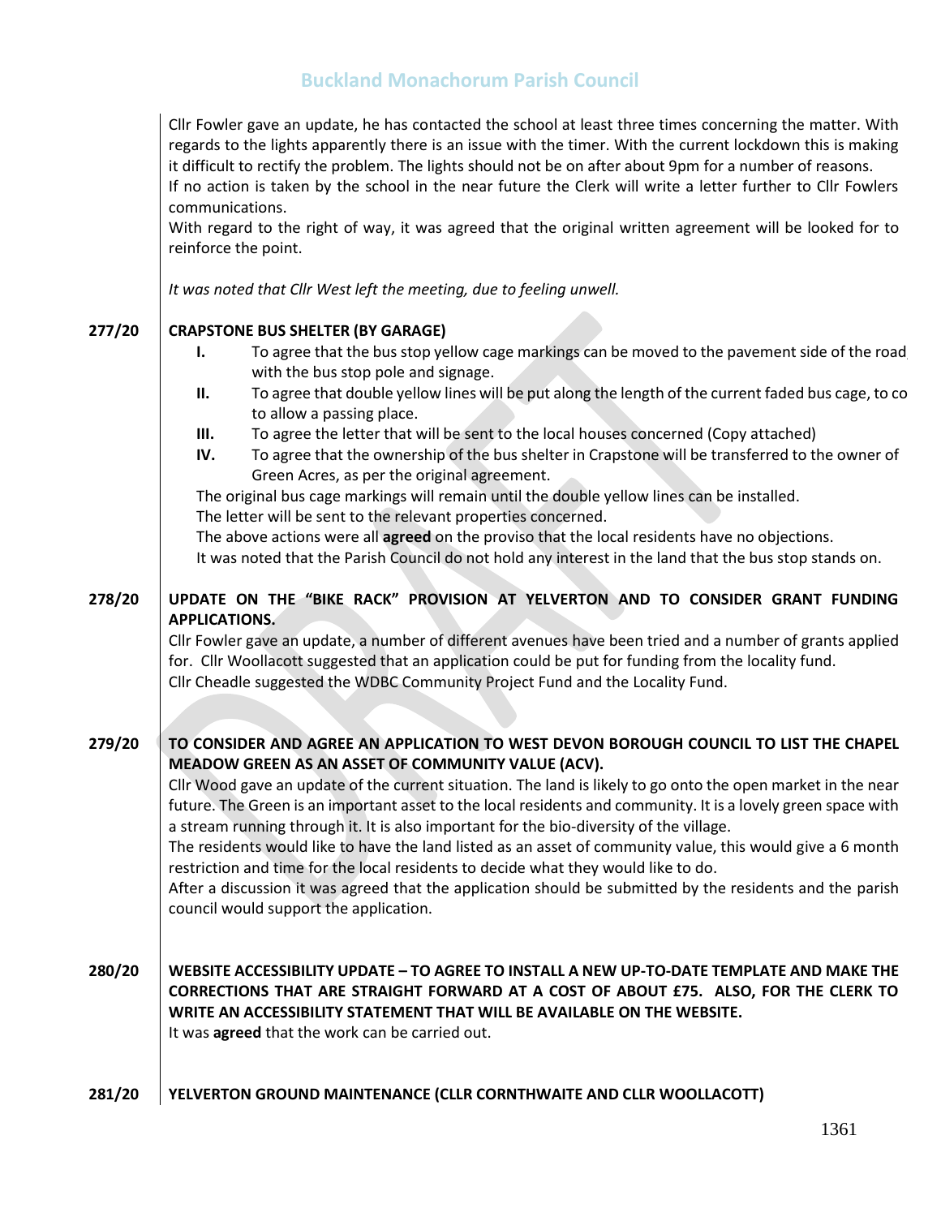Cllr Fowler gave an update, he has contacted the school at least three times concerning the matter. With regards to the lights apparently there is an issue with the timer. With the current lockdown this is making it difficult to rectify the problem. The lights should not be on after about 9pm for a number of reasons.
If no action is taken by the school in the near future the Clerk will write a letter further to Cllr Fowlers communications.
With regard to the right of way, it was agreed that the original written agreement will be looked for to reinforce the point.

*It was noted that Cllr West left the meeting, due to feeling unwell.*

**277/20 CRAPSTONE BUS SHELTER (BY GARAGE)**

- **I.** To agree that the bus stop yellow cage markings can be moved to the pavement side of the road with the bus stop pole and signage.
- **II.** To agree that double yellow lines will be put along the length of the current faded bus cage, to co to allow a passing place.
- **III.** To agree the letter that will be sent to the local houses concerned (Copy attached)
- **IV.** To agree that the ownership of the bus shelter in Crapstone will be transferred to the owner of Green Acres, as per the original agreement.

The original bus cage markings will remain until the double yellow lines can be installed.
The letter will be sent to the relevant properties concerned.
The above actions were all **agreed** on the proviso that the local residents have no objections.
It was noted that the Parish Council do not hold any interest in the land that the bus stop stands on.

**278/20 UPDATE ON THE "BIKE RACK" PROVISION AT YELVERTON AND TO CONSIDER GRANT FUNDING APPLICATIONS.**

Cllr Fowler gave an update, a number of different avenues have been tried and a number of grants applied for. Cllr Woollacott suggested that an application could be put for funding from the locality fund.
Cllr Cheadle suggested the WDBC Community Project Fund and the Locality Fund.

**279/20 TO CONSIDER AND AGREE AN APPLICATION TO WEST DEVON BOROUGH COUNCIL TO LIST THE CHAPEL MEADOW GREEN AS AN ASSET OF COMMUNITY VALUE (ACV).**

Cllr Wood gave an update of the current situation. The land is likely to go onto the open market in the near future. The Green is an important asset to the local residents and community. It is a lovely green space with a stream running through it. It is also important for the bio-diversity of the village.
The residents would like to have the land listed as an asset of community value, this would give a 6 month restriction and time for the local residents to decide what they would like to do.
After a discussion it was agreed that the application should be submitted by the residents and the parish council would support the application.

**280/20 WEBSITE ACCESSIBILITY UPDATE – TO AGREE TO INSTALL A NEW UP-TO-DATE TEMPLATE AND MAKE THE CORRECTIONS THAT ARE STRAIGHT FORWARD AT A COST OF ABOUT £75. ALSO, FOR THE CLERK TO WRITE AN ACCESSIBILITY STATEMENT THAT WILL BE AVAILABLE ON THE WEBSITE.**

It was **agreed** that the work can be carried out.

**281/20 YELVERTON GROUND MAINTENANCE (CLLR CORNTHWAITE AND CLLR WOOLLACOTT)**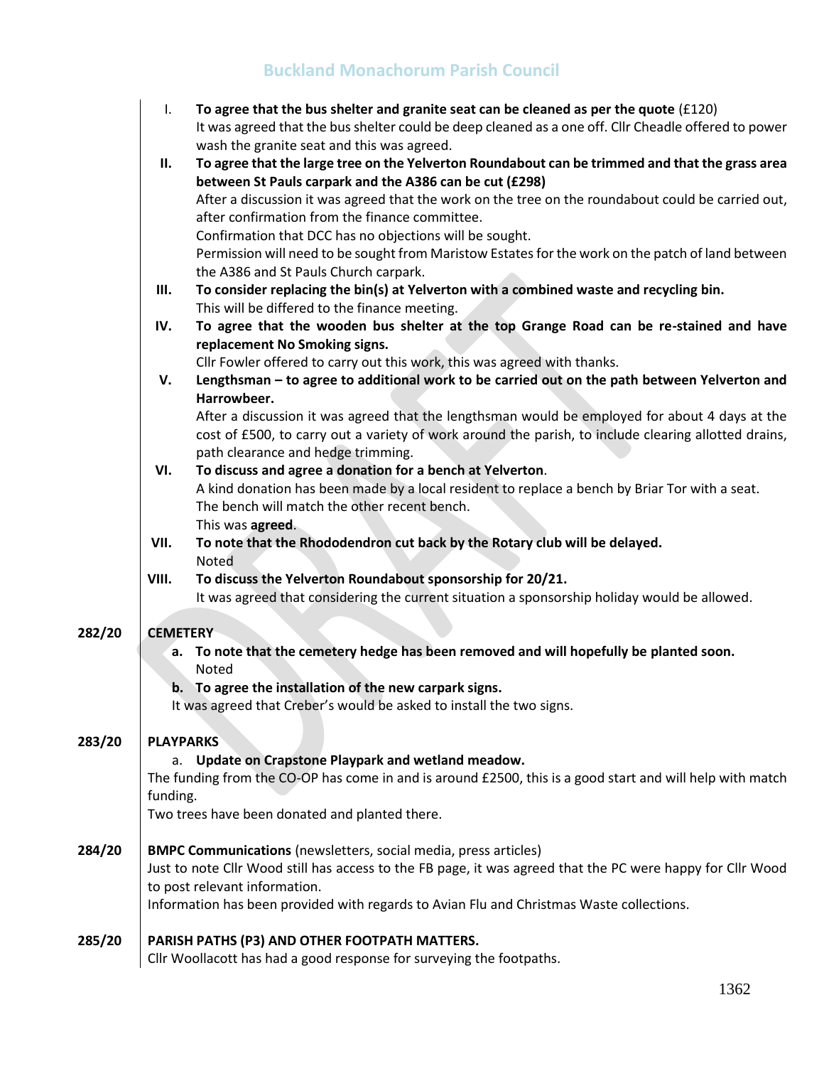I. **To agree that the bus shelter and granite seat can be cleaned as per the quote** (£120)
It was agreed that the bus shelter could be deep cleaned as a one off. Cllr Cheadle offered to power wash the granite seat and this was agreed.

II. **To agree that the large tree on the Yelverton Roundabout can be trimmed and that the grass area between St Pauls carpark and the A386 can be cut (£298)**
After a discussion it was agreed that the work on the tree on the roundabout could be carried out, after confirmation from the finance committee.
Confirmation that DCC has no objections will be sought.
Permission will need to be sought from Maristow Estates for the work on the patch of land between the A386 and St Pauls Church carpark.

III. **To consider replacing the bin(s) at Yelverton with a combined waste and recycling bin.**
This will be differed to the finance meeting.

IV. **To agree that the wooden bus shelter at the top Grange Road can be re-stained and have replacement No Smoking signs.**
Cllr Fowler offered to carry out this work, this was agreed with thanks.

V. **Lengthsman – to agree to additional work to be carried out on the path between Yelverton and Harrowbeer.**
After a discussion it was agreed that the lengthsman would be employed for about 4 days at the cost of £500, to carry out a variety of work around the parish, to include clearing allotted drains, path clearance and hedge trimming.

VI. **To discuss and agree a donation for a bench at Yelverton**.
A kind donation has been made by a local resident to replace a bench by Briar Tor with a seat.
The bench will match the other recent bench.
This was **agreed**.

VII. **To note that the Rhododendron cut back by the Rotary club will be delayed.**
Noted

VIII. **To discuss the Yelverton Roundabout sponsorship for 20/21.**
It was agreed that considering the current situation a sponsorship holiday would be allowed.

**282/20 CEMETERY**

a. **To note that the cemetery hedge has been removed and will hopefully be planted soon.**
Noted

b. **To agree the installation of the new carpark signs.**
It was agreed that Creber's would be asked to install the two signs.

**283/20 PLAYPARKS**

a. **Update on Crapstone Playpark and wetland meadow.**

The funding from the CO-OP has come in and is around £2500, this is a good start and will help with match funding.
Two trees have been donated and planted there.

**284/20 BMPC Communications** (newsletters, social media, press articles)

Just to note Cllr Wood still has access to the FB page, it was agreed that the PC were happy for Cllr Wood to post relevant information.
Information has been provided with regards to Avian Flu and Christmas Waste collections.

**285/20 PARISH PATHS (P3) AND OTHER FOOTPATH MATTERS.**

Cllr Woollacott has had a good response for surveying the footpaths.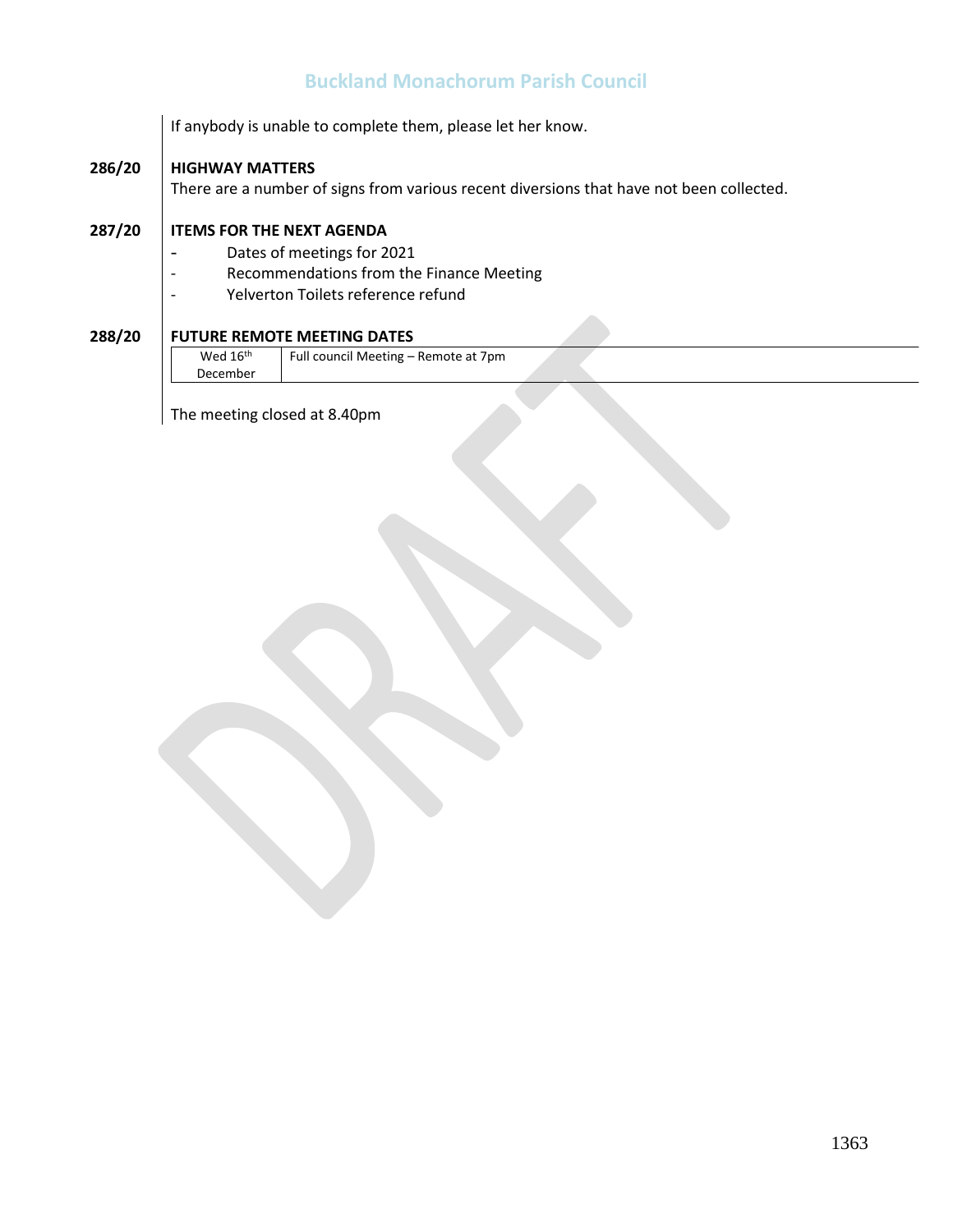If anybody is unable to complete them, please let her know.

**286/20 HIGHWAY MATTERS**

There are a number of signs from various recent diversions that have not been collected.

**287/20 ITEMS FOR THE NEXT AGENDA**

- Dates of meetings for 2021
- Recommendations from the Finance Meeting
- Yelverton Toilets reference refund

**288/20 FUTURE REMOTE MEETING DATES**

| | |
|---|---|
| Wed 16th December | Full council Meeting – Remote at 7pm |

The meeting closed at 8.40pm